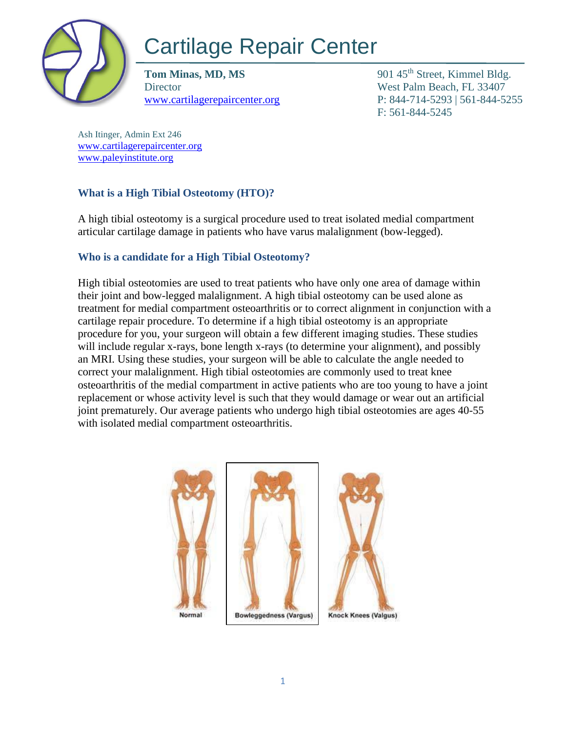# Cartilage Repair Center

**Tom Minas, MD, MS**
Director
www.cartilagerepaircenter.org

901 45th Street, Kimmel Bldg.
West Palm Beach, FL 33407
P: 844-714-5293 | 561-844-5255
F: 561-844-5245

Ash Itinger, Admin Ext 246
www.cartilagerepaircenter.org
www.paleyinstitute.org

### What is a High Tibial Osteotomy (HTO)?

A high tibial osteotomy is a surgical procedure used to treat isolated medial compartment articular cartilage damage in patients who have varus malalignment (bow-legged).

### Who is a candidate for a High Tibial Osteotomy?

High tibial osteotomies are used to treat patients who have only one area of damage within their joint and bow-legged malalignment. A high tibial osteotomy can be used alone as treatment for medial compartment osteoarthritis or to correct alignment in conjunction with a cartilage repair procedure. To determine if a high tibial osteotomy is an appropriate procedure for you, your surgeon will obtain a few different imaging studies. These studies will include regular x-rays, bone length x-rays (to determine your alignment), and possibly an MRI. Using these studies, your surgeon will be able to calculate the angle needed to correct your malalignment. High tibial osteotomies are commonly used to treat knee osteoarthritis of the medial compartment in active patients who are too young to have a joint replacement or whose activity level is such that they would damage or wear out an artificial joint prematurely. Our average patients who undergo high tibial osteotomies are ages 40-55 with isolated medial compartment osteoarthritis.

Normal

Bowleggedness (Vargus)

Knock Knees (Valgus)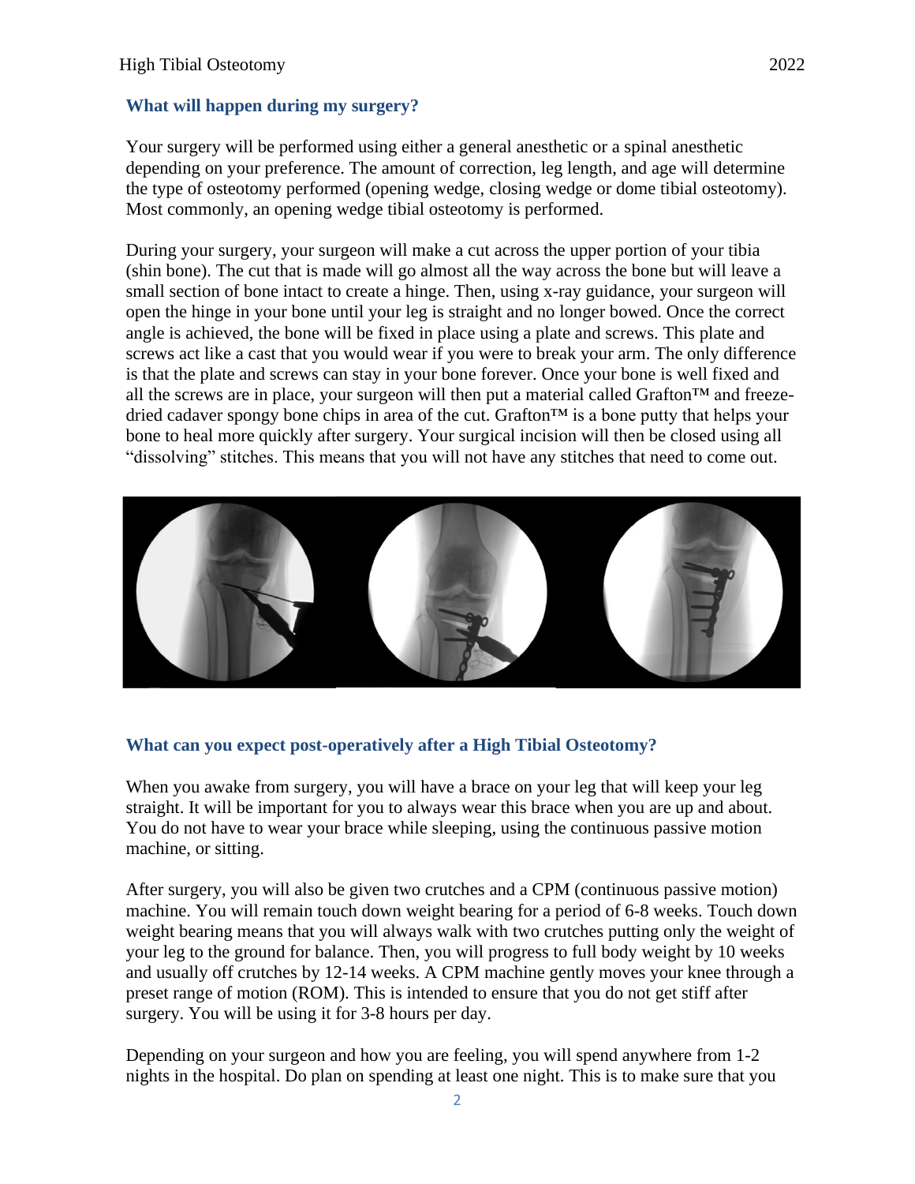## What will happen during my surgery?

Your surgery will be performed using either a general anesthetic or a spinal anesthetic depending on your preference. The amount of correction, leg length, and age will determine the type of osteotomy performed (opening wedge, closing wedge or dome tibial osteotomy). Most commonly, an opening wedge tibial osteotomy is performed.

During your surgery, your surgeon will make a cut across the upper portion of your tibia (shin bone). The cut that is made will go almost all the way across the bone but will leave a small section of bone intact to create a hinge. Then, using x-ray guidance, your surgeon will open the hinge in your bone until your leg is straight and no longer bowed. Once the correct angle is achieved, the bone will be fixed in place using a plate and screws. This plate and screws act like a cast that you would wear if you were to break your arm. The only difference is that the plate and screws can stay in your bone forever. Once your bone is well fixed and all the screws are in place, your surgeon will then put a material called Grafton™ and freeze-dried cadaver spongy bone chips in area of the cut. Grafton™ is a bone putty that helps your bone to heal more quickly after surgery. Your surgical incision will then be closed using all "dissolving" stitches. This means that you will not have any stitches that need to come out.

## What can you expect post-operatively after a High Tibial Osteotomy?

When you awake from surgery, you will have a brace on your leg that will keep your leg straight. It will be important for you to always wear this brace when you are up and about. You do not have to wear your brace while sleeping, using the continuous passive motion machine, or sitting.

After surgery, you will also be given two crutches and a CPM (continuous passive motion) machine. You will remain touch down weight bearing for a period of 6-8 weeks. Touch down weight bearing means that you will always walk with two crutches putting only the weight of your leg to the ground for balance. Then, you will progress to full body weight by 10 weeks and usually off crutches by 12-14 weeks. A CPM machine gently moves your knee through a preset range of motion (ROM). This is intended to ensure that you do not get stiff after surgery. You will be using it for 3-8 hours per day.

Depending on your surgeon and how you are feeling, you will spend anywhere from 1-2 nights in the hospital. Do plan on spending at least one night. This is to make sure that you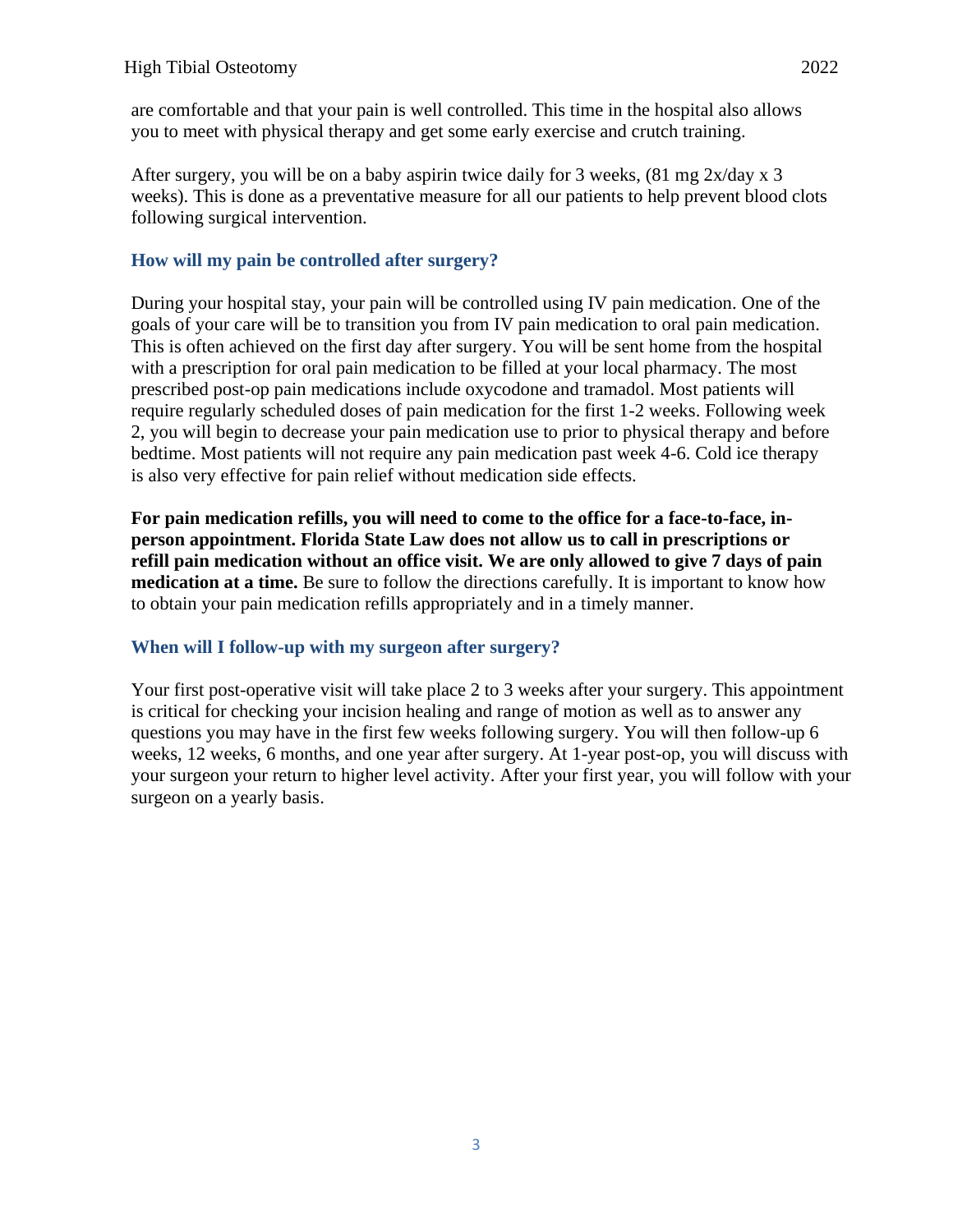are comfortable and that your pain is well controlled. This time in the hospital also allows you to meet with physical therapy and get some early exercise and crutch training.

After surgery, you will be on a baby aspirin twice daily for 3 weeks, (81 mg 2x/day x 3 weeks). This is done as a preventative measure for all our patients to help prevent blood clots following surgical intervention.

### How will my pain be controlled after surgery?

During your hospital stay, your pain will be controlled using IV pain medication. One of the goals of your care will be to transition you from IV pain medication to oral pain medication. This is often achieved on the first day after surgery. You will be sent home from the hospital with a prescription for oral pain medication to be filled at your local pharmacy. The most prescribed post-op pain medications include oxycodone and tramadol. Most patients will require regularly scheduled doses of pain medication for the first 1-2 weeks. Following week 2, you will begin to decrease your pain medication use to prior to physical therapy and before bedtime. Most patients will not require any pain medication past week 4-6. Cold ice therapy is also very effective for pain relief without medication side effects.

**For pain medication refills, you will need to come to the office for a face-to-face, in-person appointment. Florida State Law does not allow us to call in prescriptions or refill pain medication without an office visit. We are only allowed to give 7 days of pain medication at a time.** Be sure to follow the directions carefully. It is important to know how to obtain your pain medication refills appropriately and in a timely manner.

### When will I follow-up with my surgeon after surgery?

Your first post-operative visit will take place 2 to 3 weeks after your surgery. This appointment is critical for checking your incision healing and range of motion as well as to answer any questions you may have in the first few weeks following surgery. You will then follow-up 6 weeks, 12 weeks, 6 months, and one year after surgery. At 1-year post-op, you will discuss with your surgeon your return to higher level activity. After your first year, you will follow with your surgeon on a yearly basis.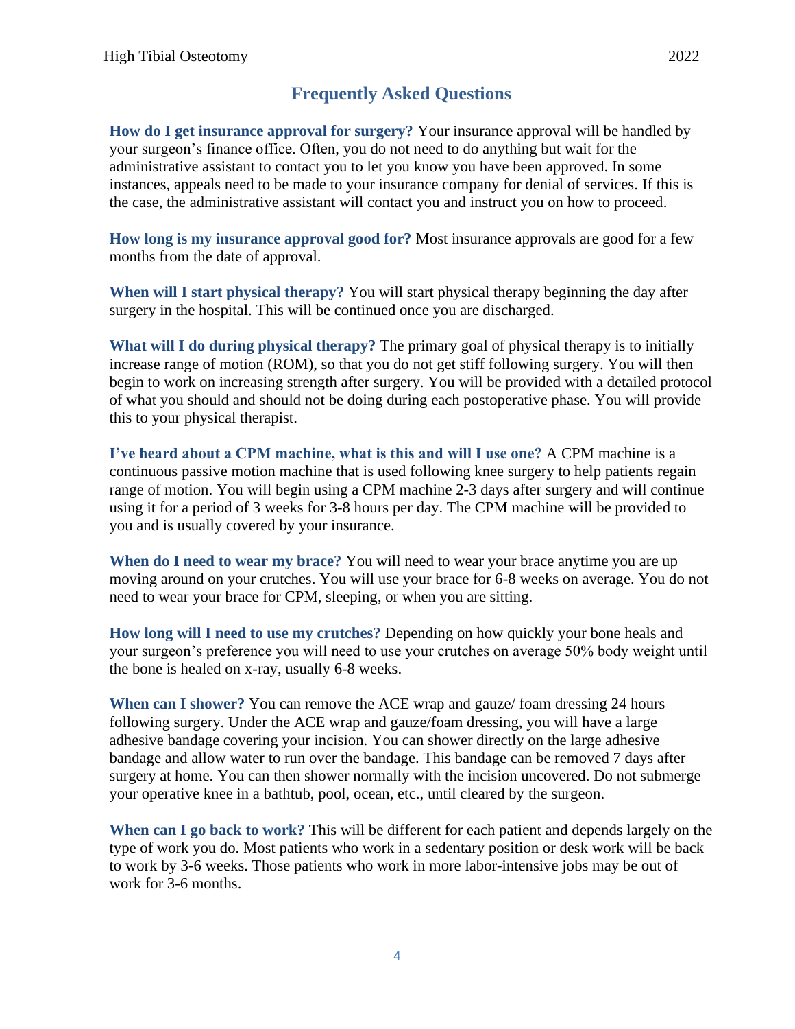## Frequently Asked Questions

**How do I get insurance approval for surgery?** Your insurance approval will be handled by your surgeon's finance office. Often, you do not need to do anything but wait for the administrative assistant to contact you to let you know you have been approved. In some instances, appeals need to be made to your insurance company for denial of services. If this is the case, the administrative assistant will contact you and instruct you on how to proceed.

**How long is my insurance approval good for?** Most insurance approvals are good for a few months from the date of approval.

**When will I start physical therapy?** You will start physical therapy beginning the day after surgery in the hospital. This will be continued once you are discharged.

**What will I do during physical therapy?** The primary goal of physical therapy is to initially increase range of motion (ROM), so that you do not get stiff following surgery. You will then begin to work on increasing strength after surgery. You will be provided with a detailed protocol of what you should and should not be doing during each postoperative phase. You will provide this to your physical therapist.

**I've heard about a CPM machine, what is this and will I use one?** A CPM machine is a continuous passive motion machine that is used following knee surgery to help patients regain range of motion. You will begin using a CPM machine 2-3 days after surgery and will continue using it for a period of 3 weeks for 3-8 hours per day. The CPM machine will be provided to you and is usually covered by your insurance.

**When do I need to wear my brace?** You will need to wear your brace anytime you are up moving around on your crutches. You will use your brace for 6-8 weeks on average. You do not need to wear your brace for CPM, sleeping, or when you are sitting.

**How long will I need to use my crutches?** Depending on how quickly your bone heals and your surgeon's preference you will need to use your crutches on average 50% body weight until the bone is healed on x-ray, usually 6-8 weeks.

**When can I shower?** You can remove the ACE wrap and gauze/ foam dressing 24 hours following surgery. Under the ACE wrap and gauze/foam dressing, you will have a large adhesive bandage covering your incision. You can shower directly on the large adhesive bandage and allow water to run over the bandage. This bandage can be removed 7 days after surgery at home. You can then shower normally with the incision uncovered. Do not submerge your operative knee in a bathtub, pool, ocean, etc., until cleared by the surgeon.

**When can I go back to work?** This will be different for each patient and depends largely on the type of work you do. Most patients who work in a sedentary position or desk work will be back to work by 3-6 weeks. Those patients who work in more labor-intensive jobs may be out of work for 3-6 months.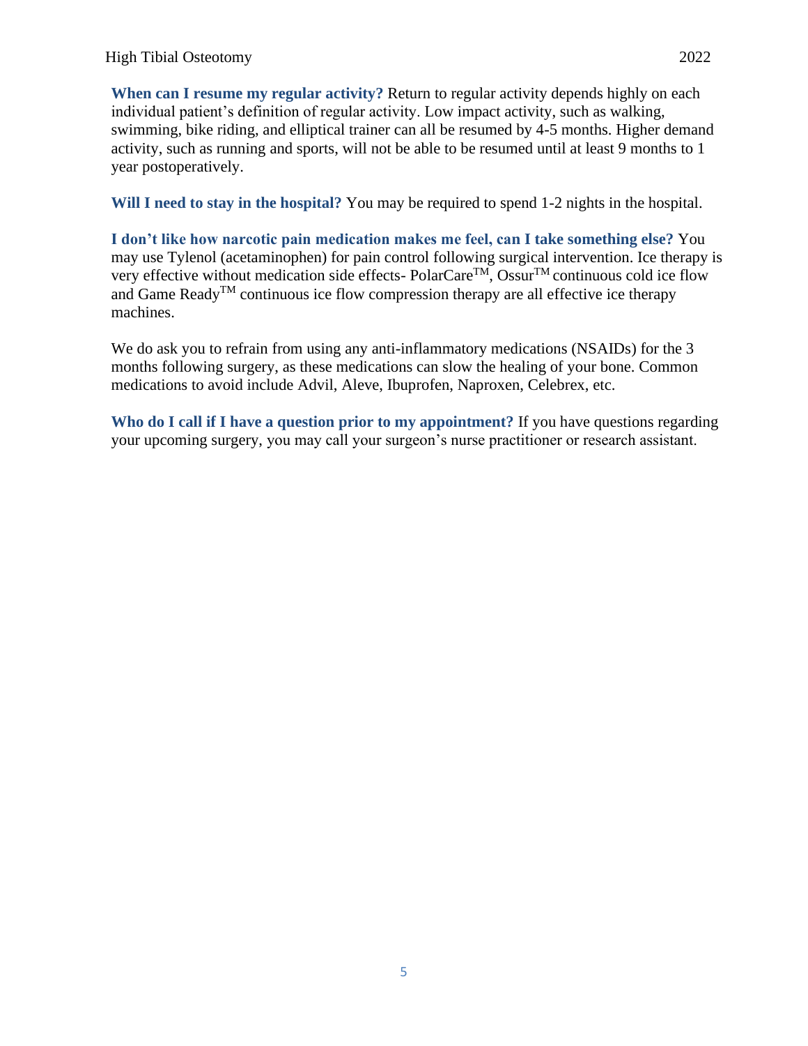**When can I resume my regular activity?** Return to regular activity depends highly on each individual patient's definition of regular activity. Low impact activity, such as walking, swimming, bike riding, and elliptical trainer can all be resumed by 4-5 months. Higher demand activity, such as running and sports, will not be able to be resumed until at least 9 months to 1 year postoperatively.

**Will I need to stay in the hospital?** You may be required to spend 1-2 nights in the hospital.

**I don't like how narcotic pain medication makes me feel, can I take something else?** You may use Tylenol (acetaminophen) for pain control following surgical intervention. Ice therapy is very effective without medication side effects- PolarCare™, Ossur™ continuous cold ice flow and Game Ready™ continuous ice flow compression therapy are all effective ice therapy machines.

We do ask you to refrain from using any anti-inflammatory medications (NSAIDs) for the 3 months following surgery, as these medications can slow the healing of your bone. Common medications to avoid include Advil, Aleve, Ibuprofen, Naproxen, Celebrex, etc.

**Who do I call if I have a question prior to my appointment?** If you have questions regarding your upcoming surgery, you may call your surgeon's nurse practitioner or research assistant.